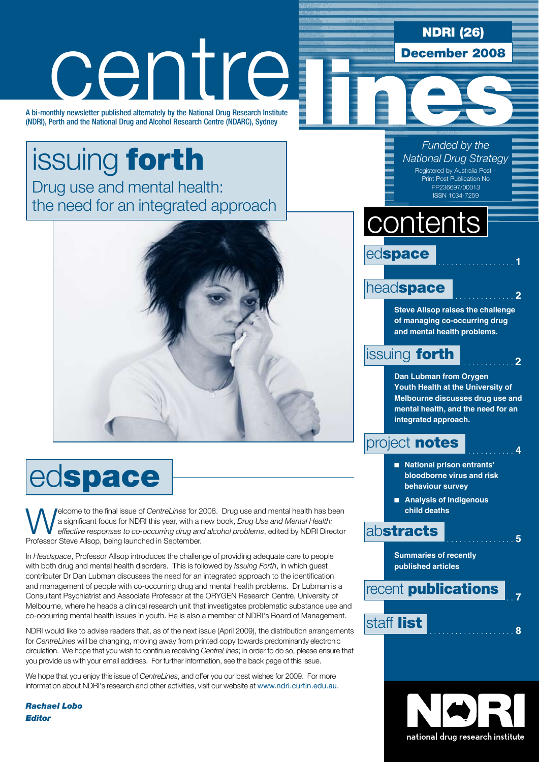# centrelines

**NDRI (26)**

**December 2008**

A bi-monthly newsletter published alternately by the National Drug Research Institute (NDRI), Perth and the National Drug and Alcohol Research Centre (NDARC), Sydney

*Funded by the National Drug Strategy*

Registered by Australia Post – Print Post Publication No PP236697/00013
ISSN 1034-7259

## issuing **forth**

Drug use and mental health: the need for an integrated approach

## contents

ed**space** .................. 1

head**space** .............. 2

**Steve Allsop raises the challenge of managing co-occurring drug and mental health problems.**

issuing **forth** ............ 2

**Dan Lubman from Orygen Youth Health at the University of Melbourne discusses drug use and mental health, and the need for an integrated approach.**

project **notes** ........... 4

- **National prison entrants' bloodborne virus and risk behaviour survey**
- **Analysis of Indigenous child deaths**

ab**stracts** ................ 5

**Summaries of recently published articles**

recent **publications** .. 7

staff **list** .................... 8

## ed**space**

Welcome to the final issue of *CentreLines* for 2008. Drug use and mental health has been a significant focus for NDRI this year, with a new book, *Drug Use and Mental Health: effective responses to co-occurring drug and alcohol problems*, edited by NDRI Director Professor Steve Allsop, being launched in September.

In *Headspace*, Professor Allsop introduces the challenge of providing adequate care to people with both drug and mental health disorders. This is followed by *Issuing Forth*, in which guest contributer Dr Dan Lubman discusses the need for an integrated approach to the identification and management of people with co-occurring drug and mental health problems. Dr Lubman is a Consultant Psychiatrist and Associate Professor at the ORYGEN Research Centre, University of Melbourne, where he heads a clinical research unit that investigates problematic substance use and co-occurring mental health issues in youth. He is also a member of NDRI's Board of Management.

NDRI would like to advise readers that, as of the next issue (April 2009), the distribution arrangements for *CentreLines* will be changing, moving away from printed copy towards predominantly electronic circulation. We hope that you wish to continue receiving *CentreLines*; in order to do so, please ensure that you provide us with your email address. For further information, see the back page of this issue.

We hope that you enjoy this issue of *CentreLines*, and offer you our best wishes for 2009. For more information about NDRI's research and other activities, visit our website at www.ndri.curtin.edu.au.

***Rachael Lobo***
***Editor***

NDRI
national drug research institute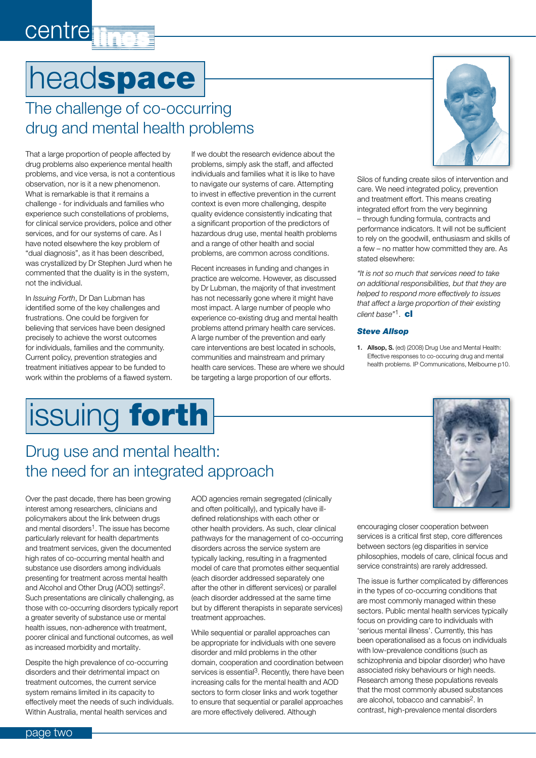# headspace

## The challenge of co-occurring drug and mental health problems

That a large proportion of people affected by drug problems also experience mental health problems, and vice versa, is not a contentious observation, nor is it a new phenomenon. What is remarkable is that it remains a challenge - for individuals and families who experience such constellations of problems, for clinical service providers, police and other services, and for our systems of care. As I have noted elsewhere the key problem of "dual diagnosis", as it has been described, was crystallized by Dr Stephen Jurd when he commented that the duality is in the system, not the individual.

In *Issuing Forth*, Dr Dan Lubman has identified some of the key challenges and frustrations. One could be forgiven for believing that services have been designed precisely to achieve the worst outcomes for individuals, families and the community. Current policy, prevention strategies and treatment initiatives appear to be funded to work within the problems of a flawed system.

If we doubt the research evidence about the problems, simply ask the staff, and affected individuals and families what it is like to have to navigate our systems of care. Attempting to invest in effective prevention in the current context is even more challenging, despite quality evidence consistently indicating that a significant proportion of the predictors of hazardous drug use, mental health problems and a range of other health and social problems, are common across conditions.

Recent increases in funding and changes in practice are welcome. However, as discussed by Dr Lubman, the majority of that investment has not necessarily gone where it might have most impact. A large number of people who experience co-existing drug and mental health problems attend primary health care services. A large number of the prevention and early care interventions are best located in schools, communities and mainstream and primary health care services. These are where we should be targeting a large proportion of our efforts.

Silos of funding create silos of intervention and care. We need integrated policy, prevention and treatment effort. This means creating integrated effort from the very beginning – through funding formula, contracts and performance indicators. It will not be sufficient to rely on the goodwill, enthusiasm and skills of a few – no matter how committed they are. As stated elsewhere:

*"It is not so much that services need to take on additional responsibilities, but that they are helped to respond more effectively to issues that affect a large proportion of their existing client base"*[1]. **cl**

***Steve Allsop***

1. **Allsop, S.** (ed) (2008) Drug Use and Mental Health: Effective responses to co-occuring drug and mental health problems. IP Communications, Melbourne p10.

# issuing forth

## Drug use and mental health: the need for an integrated approach

Over the past decade, there has been growing interest among researchers, clinicians and policymakers about the link between drugs and mental disorders[1]. The issue has become particularly relevant for health departments and treatment services, given the documented high rates of co-occurring mental health and substance use disorders among individuals presenting for treatment across mental health and Alcohol and Other Drug (AOD) settings[2]. Such presentations are clinically challenging, as those with co-occurring disorders typically report a greater severity of substance use or mental health issues, non-adherence with treatment, poorer clinical and functional outcomes, as well as increased morbidity and mortality.

Despite the high prevalence of co-occurring disorders and their detrimental impact on treatment outcomes, the current service system remains limited in its capacity to effectively meet the needs of such individuals. Within Australia, mental health services and AOD agencies remain segregated (clinically and often politically), and typically have ill-defined relationships with each other or other health providers. As such, clear clinical pathways for the management of co-occurring disorders across the service system are typically lacking, resulting in a fragmented model of care that promotes either sequential (each disorder addressed separately one after the other in different services) or parallel (each disorder addressed at the same time but by different therapists in separate services) treatment approaches.

While sequential or parallel approaches can be appropriate for individuals with one severe disorder and mild problems in the other domain, cooperation and coordination between services is essential[3]. Recently, there have been increasing calls for the mental health and AOD sectors to form closer links and work together to ensure that sequential or parallel approaches are more effectively delivered. Although encouraging closer cooperation between services is a critical first step, core differences between sectors (eg disparities in service philosophies, models of care, clinical focus and service constraints) are rarely addressed.

The issue is further complicated by differences in the types of co-occurring conditions that are most commonly managed within these sectors. Public mental health services typically focus on providing care to individuals with 'serious mental illness'. Currently, this has been operationalised as a focus on individuals with low-prevalence conditions (such as schizophrenia and bipolar disorder) who have associated risky behaviours or high needs. Research among these populations reveals that the most commonly abused substances are alcohol, tobacco and cannabis[2]. In contrast, high-prevalence mental disorders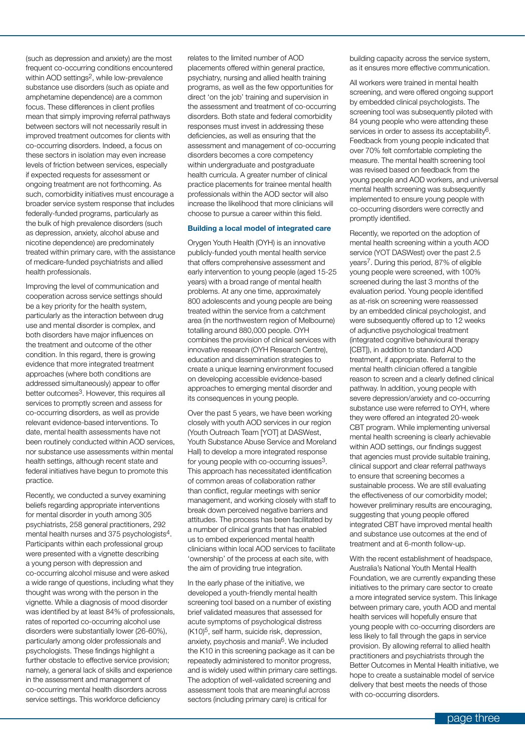(such as depression and anxiety) are the most frequent co-occurring conditions encountered within AOD settings[2], while low-prevalence substance use disorders (such as opiate and amphetamine dependence) are a common focus. These differences in client profiles mean that simply improving referral pathways between sectors will not necessarily result in improved treatment outcomes for clients with co-occurring disorders. Indeed, a focus on these sectors in isolation may even increase levels of friction between services, especially if expected requests for assessment or ongoing treatment are not forthcoming. As such, comorbidity initiatives must encourage a broader service system response that includes federally-funded programs, particularly as the bulk of high prevalence disorders (such as depression, anxiety, alcohol abuse and nicotine dependence) are predominately treated within primary care, with the assistance of medicare-funded psychiatrists and allied health professionals.

Improving the level of communication and cooperation across service settings should be a key priority for the health system, particularly as the interaction between drug use and mental disorder is complex, and both disorders have major influences on the treatment and outcome of the other condition. In this regard, there is growing evidence that more integrated treatment approaches (where both conditions are addressed simultaneously) appear to offer better outcomes[3]. However, this requires all services to promptly screen and assess for co-occurring disorders, as well as provide relevant evidence-based interventions. To date, mental health assessments have not been routinely conducted within AOD services, nor substance use assessments within mental health settings, although recent state and federal initiatives have begun to promote this practice.

Recently, we conducted a survey examining beliefs regarding appropriate interventions for mental disorder in youth among 305 psychiatrists, 258 general practitioners, 292 mental health nurses and 375 psychologists[4]. Participants within each professional group were presented with a vignette describing a young person with depression and co-occurring alcohol misuse and were asked a wide range of questions, including what they thought was wrong with the person in the vignette. While a diagnosis of mood disorder was identified by at least 84% of professionals, rates of reported co-occurring alcohol use disorders were substantially lower (26-60%), particularly among older professionals and psychologists. These findings highlight a further obstacle to effective service provision; namely, a general lack of skills and experience in the assessment and management of co-occurring mental health disorders across service settings. This workforce deficiency relates to the limited number of AOD placements offered within general practice, psychiatry, nursing and allied health training programs, as well as the few opportunities for direct 'on the job' training and supervision in the assessment and treatment of co-occurring disorders. Both state and federal comorbidity responses must invest in addressing these deficiencies, as well as ensuring that the assessment and management of co-occurring disorders becomes a core competency within undergraduate and postgraduate health curricula. A greater number of clinical practice placements for trainee mental health professionals within the AOD sector will also increase the likelihood that more clinicians will choose to pursue a career within this field.

### Building a local model of integrated care

Orygen Youth Health (OYH) is an innovative publicly-funded youth mental health service that offers comprehensive assessment and early intervention to young people (aged 15-25 years) with a broad range of mental health problems. At any one time, approximately 800 adolescents and young people are being treated within the service from a catchment area (in the northwestern region of Melbourne) totalling around 880,000 people. OYH combines the provision of clinical services with innovative research (OYH Research Centre), education and dissemination strategies to create a unique learning environment focused on developing accessible evidence-based approaches to emerging mental disorder and its consequences in young people.

Over the past 5 years, we have been working closely with youth AOD services in our region (Youth Outreach Team [YOT] at DASWest, Youth Substance Abuse Service and Moreland Hall) to develop a more integrated response for young people with co-occurring issues[3]. This approach has necessitated identification of common areas of collaboration rather than conflict, regular meetings with senior management, and working closely with staff to break down perceived negative barriers and attitudes. The process has been facilitated by a number of clinical grants that has enabled us to embed experienced mental health clinicians within local AOD services to facilitate 'ownership' of the process at each site, with the aim of providing true integration.

In the early phase of the initiative, we developed a youth-friendly mental health screening tool based on a number of existing brief validated measures that assessed for acute symptoms of psychological distress (K10)[5], self harm, suicide risk, depression, anxiety, psychosis and mania[6]. We included the K10 in this screening package as it can be repeatedly administered to monitor progress, and is widely used within primary care settings. The adoption of well-validated screening and assessment tools that are meaningful across sectors (including primary care) is critical for building capacity across the service system, as it ensures more effective communication.

All workers were trained in mental health screening, and were offered ongoing support by embedded clinical psychologists. The screening tool was subsequently piloted with 84 young people who were attending these services in order to assess its acceptability[6]. Feedback from young people indicated that over 70% felt comfortable completing the measure. The mental health screening tool was revised based on feedback from the young people and AOD workers, and universal mental health screening was subsequently implemented to ensure young people with co-occurring disorders were correctly and promptly identified.

Recently, we reported on the adoption of mental health screening within a youth AOD service (YOT DASWest) over the past 2.5 years[7]. During this period, 87% of eligible young people were screened, with 100% screened during the last 3 months of the evaluation period. Young people identified as at-risk on screening were reassessed by an embedded clinical psychologist, and were subsequently offered up to 12 weeks of adjunctive psychological treatment (integrated cognitive behavioural therapy [CBT]), in addition to standard AOD treatment, if appropriate. Referral to the mental health clinician offered a tangible reason to screen and a clearly defined clinical pathway. In addition, young people with severe depression/anxiety and co-occurring substance use were referred to OYH, where they were offered an integrated 20-week CBT program. While implementing universal mental health screening is clearly achievable within AOD settings, our findings suggest that agencies must provide suitable training, clinical support and clear referral pathways to ensure that screening becomes a sustainable process. We are still evaluating the effectiveness of our comorbidity model; however preliminary results are encouraging, suggesting that young people offered integrated CBT have improved mental health and substance use outcomes at the end of treatment and at 6-month follow-up.

With the recent establishment of headspace, Australia's National Youth Mental Health Foundation, we are currently expanding these initiatives to the primary care sector to create a more integrated service system. This linkage between primary care, youth AOD and mental health services will hopefully ensure that young people with co-occurring disorders are less likely to fall through the gaps in service provision. By allowing referral to allied health practitioners and psychiatrists through the Better Outcomes in Mental Health initiative, we hope to create a sustainable model of service delivery that best meets the needs of those with co-occurring disorders.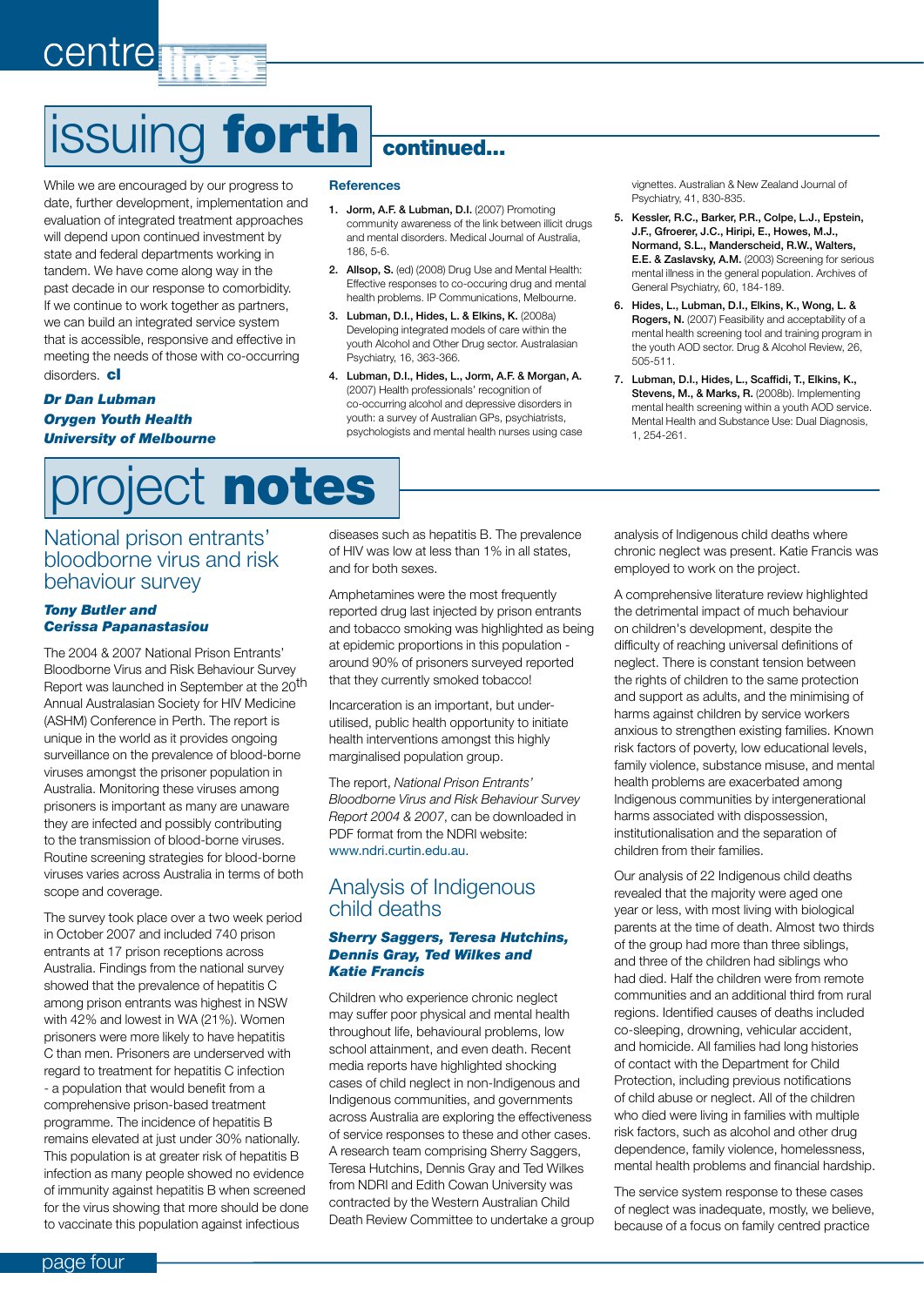# issuing **forth** continued...

While we are encouraged by our progress to date, further development, implementation and evaluation of integrated treatment approaches will depend upon continued investment by state and federal departments working in tandem. We have come along way in the past decade in our response to comorbidity. If we continue to work together as partners, we can build an integrated service system that is accessible, responsive and effective in meeting the needs of those with co-occurring disorders. **cl**

***Dr Dan Lubman***
***Orygen Youth Health***
***University of Melbourne***

### References

1. **Jorm, A.F. & Lubman, D.I.** (2007) Promoting community awareness of the link between illicit drugs and mental disorders. Medical Journal of Australia, 186, 5-6.
2. **Allsop, S.** (ed) (2008) Drug Use and Mental Health: Effective responses to co-occuring drug and mental health problems. IP Communications, Melbourne.
3. **Lubman, D.I., Hides, L. & Elkins, K.** (2008a) Developing integrated models of care within the youth Alcohol and Other Drug sector. Australasian Psychiatry, 16, 363-366.
4. **Lubman, D.I., Hides, L., Jorm, A.F. & Morgan, A.** (2007) Health professionals' recognition of co-occurring alcohol and depressive disorders in youth: a survey of Australian GPs, psychiatrists, psychologists and mental health nurses using case vignettes. Australian & New Zealand Journal of Psychiatry, 41, 830-835.
5. **Kessler, R.C., Barker, P.R., Colpe, L.J., Epstein, J.F., Gfroerer, J.C., Hiripi, E., Howes, M.J., Normand, S.L., Manderscheid, R.W., Walters, E.E. & Zaslavsky, A.M.** (2003) Screening for serious mental illness in the general population. Archives of General Psychiatry, 60, 184-189.
6. **Hides, L., Lubman, D.I., Elkins, K., Wong, L. & Rogers, N.** (2007) Feasibility and acceptability of a mental health screening tool and training program in the youth AOD sector. Drug & Alcohol Review, 26, 505-511.
7. **Lubman, D.I., Hides, L., Scaffidi, T., Elkins, K., Stevens, M., & Marks, R.** (2008b). Implementing mental health screening within a youth AOD service. Mental Health and Substance Use: Dual Diagnosis, 1, 254-261.

# project **notes**

## National prison entrants' bloodborne virus and risk behaviour survey

***Tony Butler and Cerissa Papanastasiou***

The 2004 & 2007 National Prison Entrants' Bloodborne Virus and Risk Behaviour Survey Report was launched in September at the 20th Annual Australasian Society for HIV Medicine (ASHM) Conference in Perth. The report is unique in the world as it provides ongoing surveillance on the prevalence of blood-borne viruses amongst the prisoner population in Australia. Monitoring these viruses among prisoners is important as many are unaware they are infected and possibly contributing to the transmission of blood-borne viruses. Routine screening strategies for blood-borne viruses varies across Australia in terms of both scope and coverage.

The survey took place over a two week period in October 2007 and included 740 prison entrants at 17 prison receptions across Australia. Findings from the national survey showed that the prevalence of hepatitis C among prison entrants was highest in NSW with 42% and lowest in WA (21%). Women prisoners were more likely to have hepatitis C than men. Prisoners are underserved with regard to treatment for hepatitis C infection - a population that would benefit from a comprehensive prison-based treatment programme. The incidence of hepatitis B remains elevated at just under 30% nationally. This population is at greater risk of hepatitis B infection as many people showed no evidence of immunity against hepatitis B when screened for the virus showing that more should be done to vaccinate this population against infectious diseases such as hepatitis B. The prevalence of HIV was low at less than 1% in all states, and for both sexes.

Amphetamines were the most frequently reported drug last injected by prison entrants and tobacco smoking was highlighted as being at epidemic proportions in this population - around 90% of prisoners surveyed reported that they currently smoked tobacco!

Incarceration is an important, but under-utilised, public health opportunity to initiate health interventions amongst this highly marginalised population group.

The report, *National Prison Entrants' Bloodborne Virus and Risk Behaviour Survey Report 2004 & 2007*, can be downloaded in PDF format from the NDRI website: www.ndri.curtin.edu.au.

## Analysis of Indigenous child deaths

***Sherry Saggers, Teresa Hutchins, Dennis Gray, Ted Wilkes and Katie Francis***

Children who experience chronic neglect may suffer poor physical and mental health throughout life, behavioural problems, low school attainment, and even death. Recent media reports have highlighted shocking cases of child neglect in non-Indigenous and Indigenous communities, and governments across Australia are exploring the effectiveness of service responses to these and other cases. A research team comprising Sherry Saggers, Teresa Hutchins, Dennis Gray and Ted Wilkes from NDRI and Edith Cowan University was contracted by the Western Australian Child Death Review Committee to undertake a group analysis of Indigenous child deaths where chronic neglect was present. Katie Francis was employed to work on the project.

A comprehensive literature review highlighted the detrimental impact of much behaviour on children's development, despite the difficulty of reaching universal definitions of neglect. There is constant tension between the rights of children to the same protection and support as adults, and the minimising of harms against children by service workers anxious to strengthen existing families. Known risk factors of poverty, low educational levels, family violence, substance misuse, and mental health problems are exacerbated among Indigenous communities by intergenerational harms associated with dispossession, institutionalisation and the separation of children from their families.

Our analysis of 22 Indigenous child deaths revealed that the majority were aged one year or less, with most living with biological parents at the time of death. Almost two thirds of the group had more than three siblings, and three of the children had siblings who had died. Half the children were from remote communities and an additional third from rural regions. Identified causes of deaths included co-sleeping, drowning, vehicular accident, and homicide. All families had long histories of contact with the Department for Child Protection, including previous notifications of child abuse or neglect. All of the children who died were living in families with multiple risk factors, such as alcohol and other drug dependence, family violence, homelessness, mental health problems and financial hardship.

The service system response to these cases of neglect was inadequate, mostly, we believe, because of a focus on family centred practice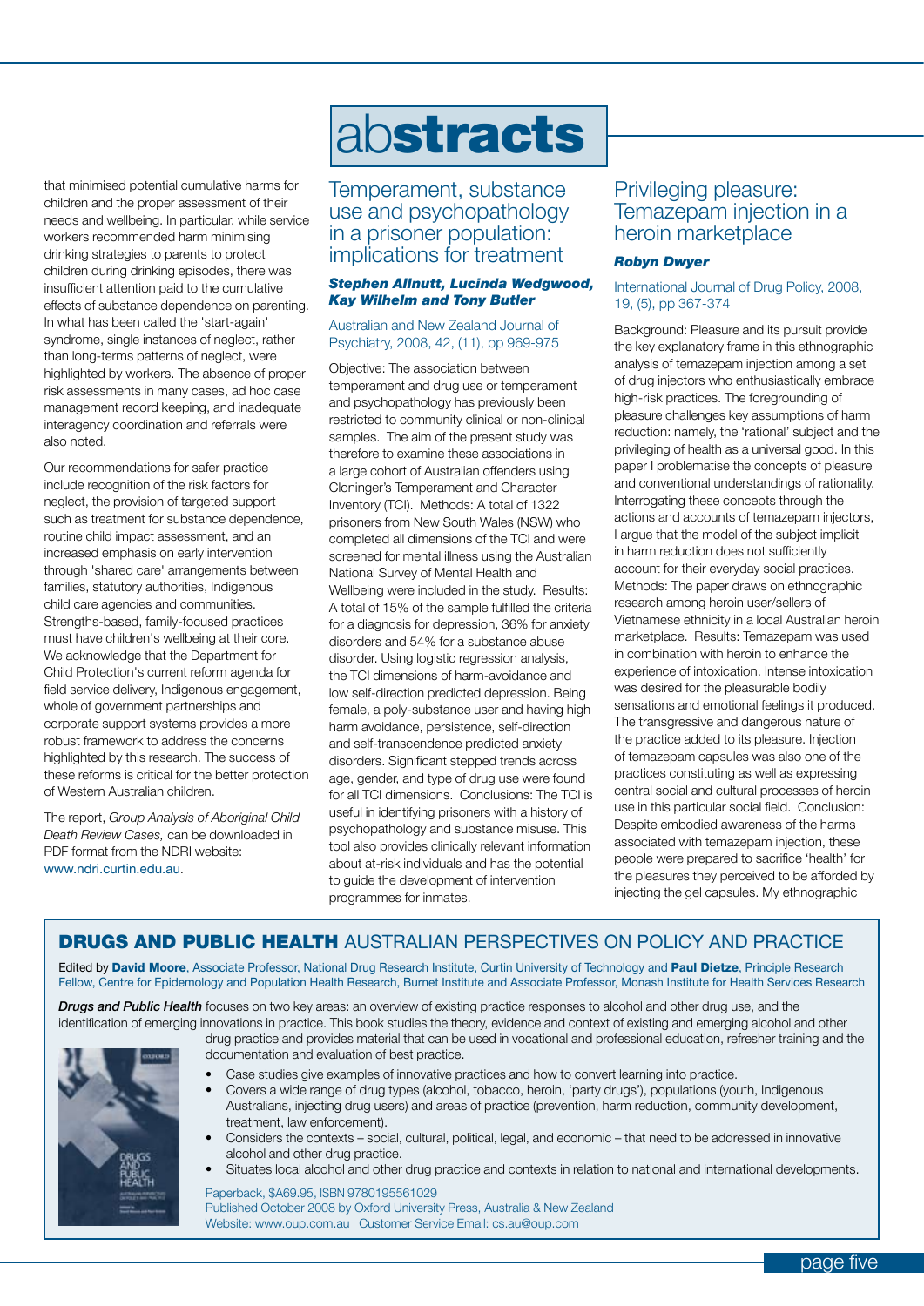that minimised potential cumulative harms for children and the proper assessment of their needs and wellbeing. In particular, while service workers recommended harm minimising drinking strategies to parents to protect children during drinking episodes, there was insufficient attention paid to the cumulative effects of substance dependence on parenting. In what has been called the 'start-again' syndrome, single instances of neglect, rather than long-terms patterns of neglect, were highlighted by workers. The absence of proper risk assessments in many cases, ad hoc case management record keeping, and inadequate interagency coordination and referrals were also noted.

Our recommendations for safer practice include recognition of the risk factors for neglect, the provision of targeted support such as treatment for substance dependence, routine child impact assessment, and an increased emphasis on early intervention through 'shared care' arrangements between families, statutory authorities, Indigenous child care agencies and communities. Strengths-based, family-focused practices must have children's wellbeing at their core. We acknowledge that the Department for Child Protection's current reform agenda for field service delivery, Indigenous engagement, whole of government partnerships and corporate support systems provides a more robust framework to address the concerns highlighted by this research. The success of these reforms is critical for the better protection of Western Australian children.

The report, *Group Analysis of Aboriginal Child Death Review Cases,* can be downloaded in PDF format from the NDRI website: www.ndri.curtin.edu.au.

# abstracts

## Temperament, substance use and psychopathology in a prisoner population: implications for treatment

***Stephen Allnutt, Lucinda Wedgwood, Kay Wilhelm and Tony Butler***

Australian and New Zealand Journal of Psychiatry, 2008, 42, (11), pp 969-975

Objective: The association between temperament and drug use or temperament and psychopathology has previously been restricted to community clinical or non-clinical samples. The aim of the present study was therefore to examine these associations in a large cohort of Australian offenders using Cloninger's Temperament and Character Inventory (TCI). Methods: A total of 1322 prisoners from New South Wales (NSW) who completed all dimensions of the TCI and were screened for mental illness using the Australian National Survey of Mental Health and Wellbeing were included in the study. Results: A total of 15% of the sample fulfilled the criteria for a diagnosis for depression, 36% for anxiety disorders and 54% for a substance abuse disorder. Using logistic regression analysis, the TCI dimensions of harm-avoidance and low self-direction predicted depression. Being female, a poly-substance user and having high harm avoidance, persistence, self-direction and self-transcendence predicted anxiety disorders. Significant stepped trends across age, gender, and type of drug use were found for all TCI dimensions. Conclusions: The TCI is useful in identifying prisoners with a history of psychopathology and substance misuse. This tool also provides clinically relevant information about at-risk individuals and has the potential to guide the development of intervention programmes for inmates.

## Privileging pleasure: Temazepam injection in a heroin marketplace

***Robyn Dwyer***

International Journal of Drug Policy, 2008, 19, (5), pp 367-374

Background: Pleasure and its pursuit provide the key explanatory frame in this ethnographic analysis of temazepam injection among a set of drug injectors who enthusiastically embrace high-risk practices. The foregrounding of pleasure challenges key assumptions of harm reduction: namely, the 'rational' subject and the privileging of health as a universal good. In this paper I problematise the concepts of pleasure and conventional understandings of rationality. Interrogating these concepts through the actions and accounts of temazepam injectors, I argue that the model of the subject implicit in harm reduction does not sufficiently account for their everyday social practices. Methods: The paper draws on ethnographic research among heroin user/sellers of Vietnamese ethnicity in a local Australian heroin marketplace. Results: Temazepam was used in combination with heroin to enhance the experience of intoxication. Intense intoxication was desired for the pleasurable bodily sensations and emotional feelings it produced. The transgressive and dangerous nature of the practice added to its pleasure. Injection of temazepam capsules was also one of the practices constituting as well as expressing central social and cultural processes of heroin use in this particular social field. Conclusion: Despite embodied awareness of the harms associated with temazepam injection, these people were prepared to sacrifice 'health' for the pleasures they perceived to be afforded by injecting the gel capsules. My ethnographic

---

## DRUGS AND PUBLIC HEALTH AUSTRALIAN PERSPECTIVES ON POLICY AND PRACTICE

Edited by **David Moore**, Associate Professor, National Drug Research Institute, Curtin University of Technology and **Paul Dietze**, Principle Research Fellow, Centre for Epidemiology and Population Health Research, Burnet Institute and Associate Professor, Monash Institute for Health Services Research

***Drugs and Public Health*** focuses on two key areas: an overview of existing practice responses to alcohol and other drug use, and the identification of emerging innovations in practice. This book studies the theory, evidence and context of existing and emerging alcohol and other drug practice and provides material that can be used in vocational and professional education, refresher training and the documentation and evaluation of best practice.

- Case studies give examples of innovative practices and how to convert learning into practice.
- Covers a wide range of drug types (alcohol, tobacco, heroin, 'party drugs'), populations (youth, Indigenous Australians, injecting drug users) and areas of practice (prevention, harm reduction, community development, treatment, law enforcement).
- Considers the contexts – social, cultural, political, legal, and economic – that need to be addressed in innovative alcohol and other drug practice.
- Situates local alcohol and other drug practice and contexts in relation to national and international developments.

Paperback, $A69.95, ISBN 9780195561029
Published October 2008 by Oxford University Press, Australia & New Zealand
Website: www.oup.com.au Customer Service Email: cs.au@oup.com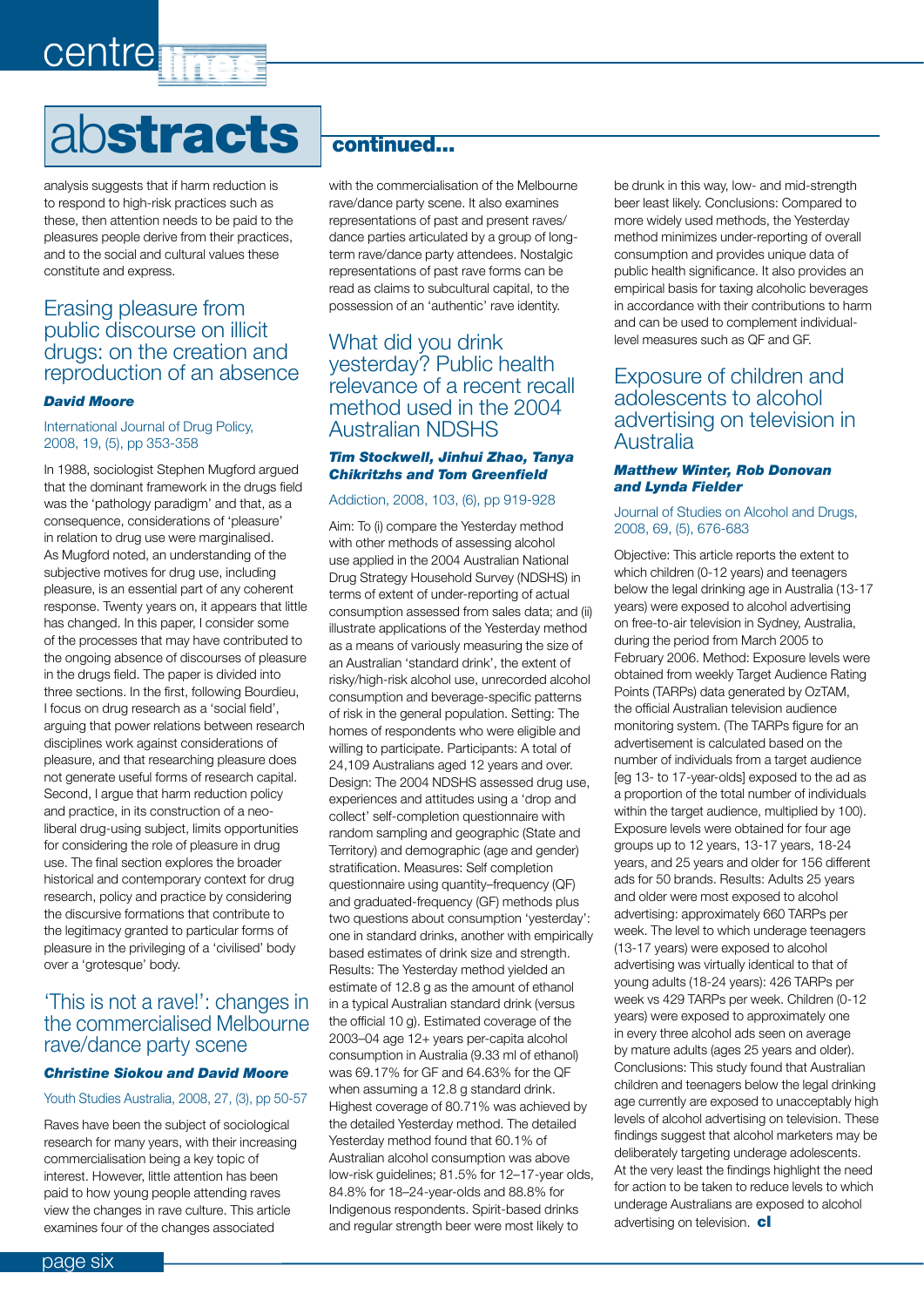# abstracts continued...

analysis suggests that if harm reduction is to respond to high-risk practices such as these, then attention needs to be paid to the pleasures people derive from their practices, and to the social and cultural values these constitute and express.

## Erasing pleasure from public discourse on illicit drugs: on the creation and reproduction of an absence

***David Moore***

International Journal of Drug Policy, 2008, 19, (5), pp 353-358

In 1988, sociologist Stephen Mugford argued that the dominant framework in the drugs field was the 'pathology paradigm' and that, as a consequence, considerations of 'pleasure' in relation to drug use were marginalised. As Mugford noted, an understanding of the subjective motives for drug use, including pleasure, is an essential part of any coherent response. Twenty years on, it appears that little has changed. In this paper, I consider some of the processes that may have contributed to the ongoing absence of discourses of pleasure in the drugs field. The paper is divided into three sections. In the first, following Bourdieu, I focus on drug research as a 'social field', arguing that power relations between research disciplines work against considerations of pleasure, and that researching pleasure does not generate useful forms of research capital. Second, I argue that harm reduction policy and practice, in its construction of a neo-liberal drug-using subject, limits opportunities for considering the role of pleasure in drug use. The final section explores the broader historical and contemporary context for drug research, policy and practice by considering the discursive formations that contribute to the legitimacy granted to particular forms of pleasure in the privileging of a 'civilised' body over a 'grotesque' body.

## 'This is not a rave!': changes in the commercialised Melbourne rave/dance party scene

***Christine Siokou and David Moore***

Youth Studies Australia, 2008, 27, (3), pp 50-57

Raves have been the subject of sociological research for many years, with their increasing commercialisation being a key topic of interest. However, little attention has been paid to how young people attending raves view the changes in rave culture. This article examines four of the changes associated with the commercialisation of the Melbourne rave/dance party scene. It also examines representations of past and present raves/dance parties articulated by a group of long-term rave/dance party attendees. Nostalgic representations of past rave forms can be read as claims to subcultural capital, to the possession of an 'authentic' rave identity.

## What did you drink yesterday? Public health relevance of a recent recall method used in the 2004 Australian NDSHS

***Tim Stockwell, Jinhui Zhao, Tanya Chikritzhs and Tom Greenfield***

Addiction, 2008, 103, (6), pp 919-928

Aim: To (i) compare the Yesterday method with other methods of assessing alcohol use applied in the 2004 Australian National Drug Strategy Household Survey (NDSHS) in terms of extent of under-reporting of actual consumption assessed from sales data; and (ii) illustrate applications of the Yesterday method as a means of variously measuring the size of an Australian 'standard drink', the extent of risky/high-risk alcohol use, unrecorded alcohol consumption and beverage-specific patterns of risk in the general population. Setting: The homes of respondents who were eligible and willing to participate. Participants: A total of 24,109 Australians aged 12 years and over. Design: The 2004 NDSHS assessed drug use, experiences and attitudes using a 'drop and collect' self-completion questionnaire with random sampling and geographic (State and Territory) and demographic (age and gender) stratification. Measures: Self completion questionnaire using quantity–frequency (QF) and graduated-frequency (GF) methods plus two questions about consumption 'yesterday': one in standard drinks, another with empirically based estimates of drink size and strength. Results: The Yesterday method yielded an estimate of 12.8 g as the amount of ethanol in a typical Australian standard drink (versus the official 10 g). Estimated coverage of the 2003–04 age 12+ years per-capita alcohol consumption in Australia (9.33 ml of ethanol) was 69.17% for GF and 64.63% for the QF when assuming a 12.8 g standard drink. Highest coverage of 80.71% was achieved by the detailed Yesterday method. The detailed Yesterday method found that 60.1% of Australian alcohol consumption was above low-risk guidelines; 81.5% for 12–17-year olds, 84.8% for 18–24-year-olds and 88.8% for Indigenous respondents. Spirit-based drinks and regular strength beer were most likely to be drunk in this way, low- and mid-strength beer least likely. Conclusions: Compared to more widely used methods, the Yesterday method minimizes under-reporting of overall consumption and provides unique data of public health significance. It also provides an empirical basis for taxing alcoholic beverages in accordance with their contributions to harm and can be used to complement individual-level measures such as QF and GF.

## Exposure of children and adolescents to alcohol advertising on television in Australia

***Matthew Winter, Rob Donovan and Lynda Fielder***

Journal of Studies on Alcohol and Drugs, 2008, 69, (5), 676-683

Objective: This article reports the extent to which children (0-12 years) and teenagers below the legal drinking age in Australia (13-17 years) were exposed to alcohol advertising on free-to-air television in Sydney, Australia, during the period from March 2005 to February 2006. Method: Exposure levels were obtained from weekly Target Audience Rating Points (TARPs) data generated by OzTAM, the official Australian television audience monitoring system. (The TARPs figure for an advertisement is calculated based on the number of individuals from a target audience [eg 13- to 17-year-olds] exposed to the ad as a proportion of the total number of individuals within the target audience, multiplied by 100). Exposure levels were obtained for four age groups up to 12 years, 13-17 years, 18-24 years, and 25 years and older for 156 different ads for 50 brands. Results: Adults 25 years and older were most exposed to alcohol advertising: approximately 660 TARPs per week. The level to which underage teenagers (13-17 years) were exposed to alcohol advertising was virtually identical to that of young adults (18-24 years): 426 TARPs per week vs 429 TARPs per week. Children (0-12 years) were exposed to approximately one in every three alcohol ads seen on average by mature adults (ages 25 years and older). Conclusions: This study found that Australian children and teenagers below the legal drinking age currently are exposed to unacceptably high levels of alcohol advertising on television. These findings suggest that alcohol marketers may be deliberately targeting underage adolescents. At the very least the findings highlight the need for action to be taken to reduce levels to which underage Australians are exposed to alcohol advertising on television. **cl**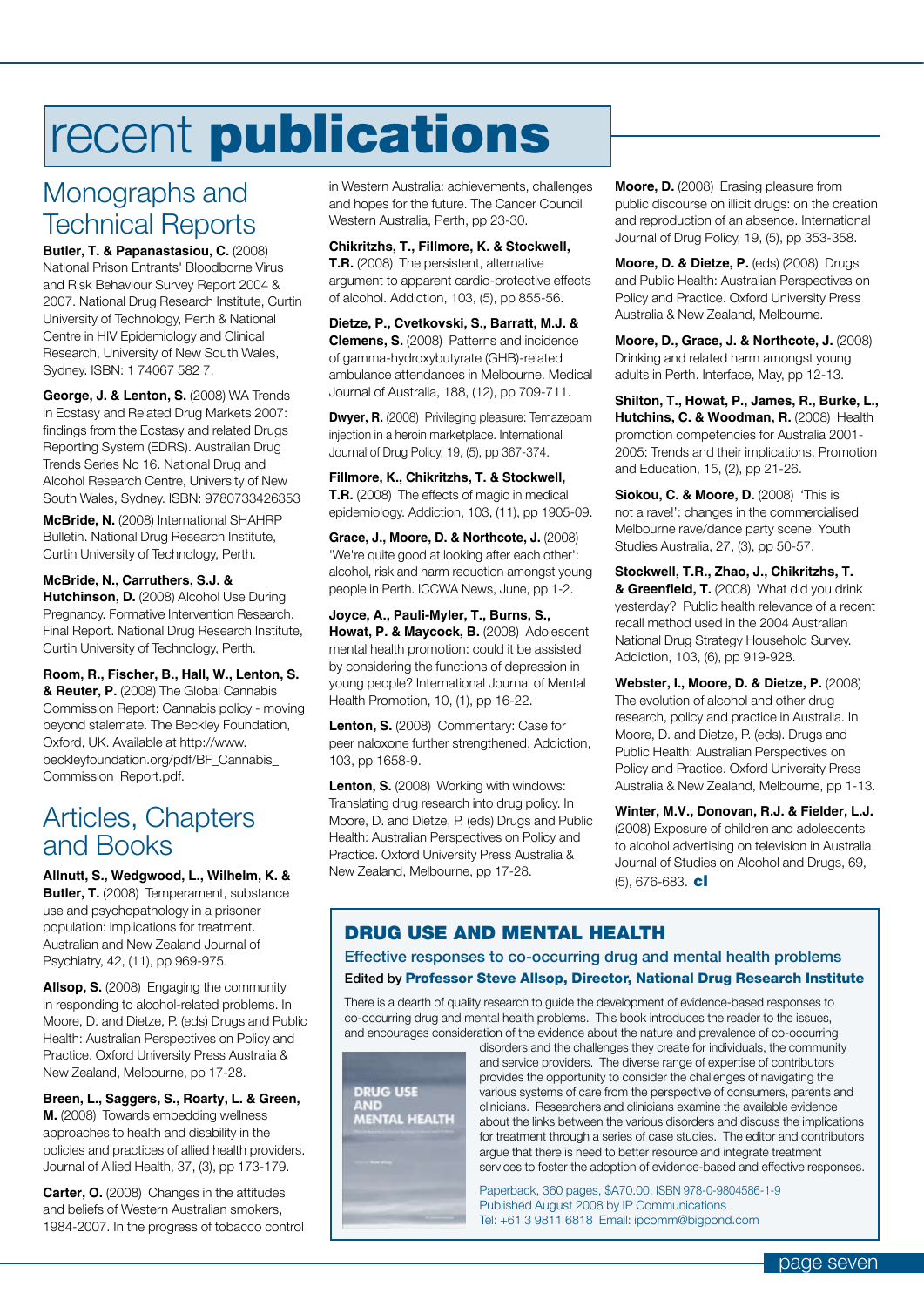# recent **publications**

## Monographs and Technical Reports

**Butler, T. & Papanastasiou, C.** (2008) National Prison Entrants' Bloodborne Virus and Risk Behaviour Survey Report 2004 & 2007. National Drug Research Institute, Curtin University of Technology, Perth & National Centre in HIV Epidemiology and Clinical Research, University of New South Wales, Sydney. ISBN: 1 74067 582 7.

**George, J. & Lenton, S.** (2008) WA Trends in Ecstasy and Related Drug Markets 2007: findings from the Ecstasy and related Drugs Reporting System (EDRS). Australian Drug Trends Series No 16. National Drug and Alcohol Research Centre, University of New South Wales, Sydney. ISBN: 9780733426353

**McBride, N.** (2008) International SHAHRP Bulletin. National Drug Research Institute, Curtin University of Technology, Perth.

**McBride, N., Carruthers, S.J. & Hutchinson, D.** (2008) Alcohol Use During Pregnancy. Formative Intervention Research. Final Report. National Drug Research Institute, Curtin University of Technology, Perth.

**Room, R., Fischer, B., Hall, W., Lenton, S. & Reuter, P.** (2008) The Global Cannabis Commission Report: Cannabis policy - moving beyond stalemate. The Beckley Foundation, Oxford, UK. Available at http://www.beckleyfoundation.org/pdf/BF_Cannabis_Commission_Report.pdf.

## Articles, Chapters and Books

**Allnutt, S., Wedgwood, L., Wilhelm, K. & Butler, T.** (2008) Temperament, substance use and psychopathology in a prisoner population: implications for treatment. Australian and New Zealand Journal of Psychiatry, 42, (11), pp 969-975.

**Allsop, S.** (2008) Engaging the community in responding to alcohol-related problems. In Moore, D. and Dietze, P. (eds) Drugs and Public Health: Australian Perspectives on Policy and Practice. Oxford University Press Australia & New Zealand, Melbourne, pp 17-28.

**Breen, L., Saggers, S., Roarty, L. & Green, M.** (2008) Towards embedding wellness approaches to health and disability in the policies and practices of allied health providers. Journal of Allied Health, 37, (3), pp 173-179.

**Carter, O.** (2008) Changes in the attitudes and beliefs of Western Australian smokers, 1984-2007. In the progress of tobacco control in Western Australia: achievements, challenges and hopes for the future. The Cancer Council Western Australia, Perth, pp 23-30.

**Chikritzhs, T., Fillmore, K. & Stockwell, T.R.** (2008) The persistent, alternative argument to apparent cardio-protective effects of alcohol. Addiction, 103, (5), pp 855-56.

**Dietze, P., Cvetkovski, S., Barratt, M.J. & Clemens, S.** (2008) Patterns and incidence of gamma-hydroxybutyrate (GHB)-related ambulance attendances in Melbourne. Medical Journal of Australia, 188, (12), pp 709-711.

**Dwyer, R.** (2008) Privileging pleasure: Temazepam injection in a heroin marketplace. International Journal of Drug Policy, 19, (5), pp 367-374.

**Fillmore, K., Chikritzhs, T. & Stockwell, T.R.** (2008) The effects of magic in medical epidemiology. Addiction, 103, (11), pp 1905-09.

**Grace, J., Moore, D. & Northcote, J.** (2008) 'We're quite good at looking after each other': alcohol, risk and harm reduction amongst young people in Perth. ICCWA News, June, pp 1-2.

**Joyce, A., Pauli-Myler, T., Burns, S., Howat, P. & Maycock, B.** (2008) Adolescent mental health promotion: could it be assisted by considering the functions of depression in young people? International Journal of Mental Health Promotion, 10, (1), pp 16-22.

**Lenton, S.** (2008) Commentary: Case for peer naloxone further strengthened. Addiction, 103, pp 1658-9.

**Lenton, S.** (2008) Working with windows: Translating drug research into drug policy. In Moore, D. and Dietze, P. (eds) Drugs and Public Health: Australian Perspectives on Policy and Practice. Oxford University Press Australia & New Zealand, Melbourne, pp 17-28.

**Moore, D.** (2008) Erasing pleasure from public discourse on illicit drugs: on the creation and reproduction of an absence. International Journal of Drug Policy, 19, (5), pp 353-358.

**Moore, D. & Dietze, P.** (eds) (2008) Drugs and Public Health: Australian Perspectives on Policy and Practice. Oxford University Press Australia & New Zealand, Melbourne.

**Moore, D., Grace, J. & Northcote, J.** (2008) Drinking and related harm amongst young adults in Perth. Interface, May, pp 12-13.

**Shilton, T., Howat, P., James, R., Burke, L., Hutchins, C. & Woodman, R.** (2008) Health promotion competencies for Australia 2001-2005: Trends and their implications. Promotion and Education, 15, (2), pp 21-26.

**Siokou, C. & Moore, D.** (2008) 'This is not a rave!': changes in the commercialised Melbourne rave/dance party scene. Youth Studies Australia, 27, (3), pp 50-57.

**Stockwell, T.R., Zhao, J., Chikritzhs, T. & Greenfield, T.** (2008) What did you drink yesterday? Public health relevance of a recent recall method used in the 2004 Australian National Drug Strategy Household Survey. Addiction, 103, (6), pp 919-928.

**Webster, I., Moore, D. & Dietze, P.** (2008) The evolution of alcohol and other drug research, policy and practice in Australia. In Moore, D. and Dietze, P. (eds). Drugs and Public Health: Australian Perspectives on Policy and Practice. Oxford University Press Australia & New Zealand, Melbourne, pp 1-13.

**Winter, M.V., Donovan, R.J. & Fielder, L.J.** (2008) Exposure of children and adolescents to alcohol advertising on television in Australia. Journal of Studies on Alcohol and Drugs, 69, (5), 676-683. **cl**

## DRUG USE AND MENTAL HEALTH

### Effective responses to co-occurring drug and mental health problems

Edited by **Professor Steve Allsop, Director, National Drug Research Institute**

There is a dearth of quality research to guide the development of evidence-based responses to co-occurring drug and mental health problems. This book introduces the reader to the issues, and encourages consideration of the evidence about the nature and prevalence of co-occurring disorders and the challenges they create for individuals, the community and service providers. The diverse range of expertise of contributors provides the opportunity to consider the challenges of navigating the various systems of care from the perspective of consumers, parents and clinicians. Researchers and clinicians examine the available evidence about the links between the various disorders and discuss the implications for treatment through a series of case studies. The editor and contributors argue that there is need to better resource and integrate treatment services to foster the adoption of evidence-based and effective responses.

Paperback, 360 pages, $A70.00, ISBN 978-0-9804586-1-9
Published August 2008 by IP Communications
Tel: +61 3 9811 6818 Email: ipcomm@bigpond.com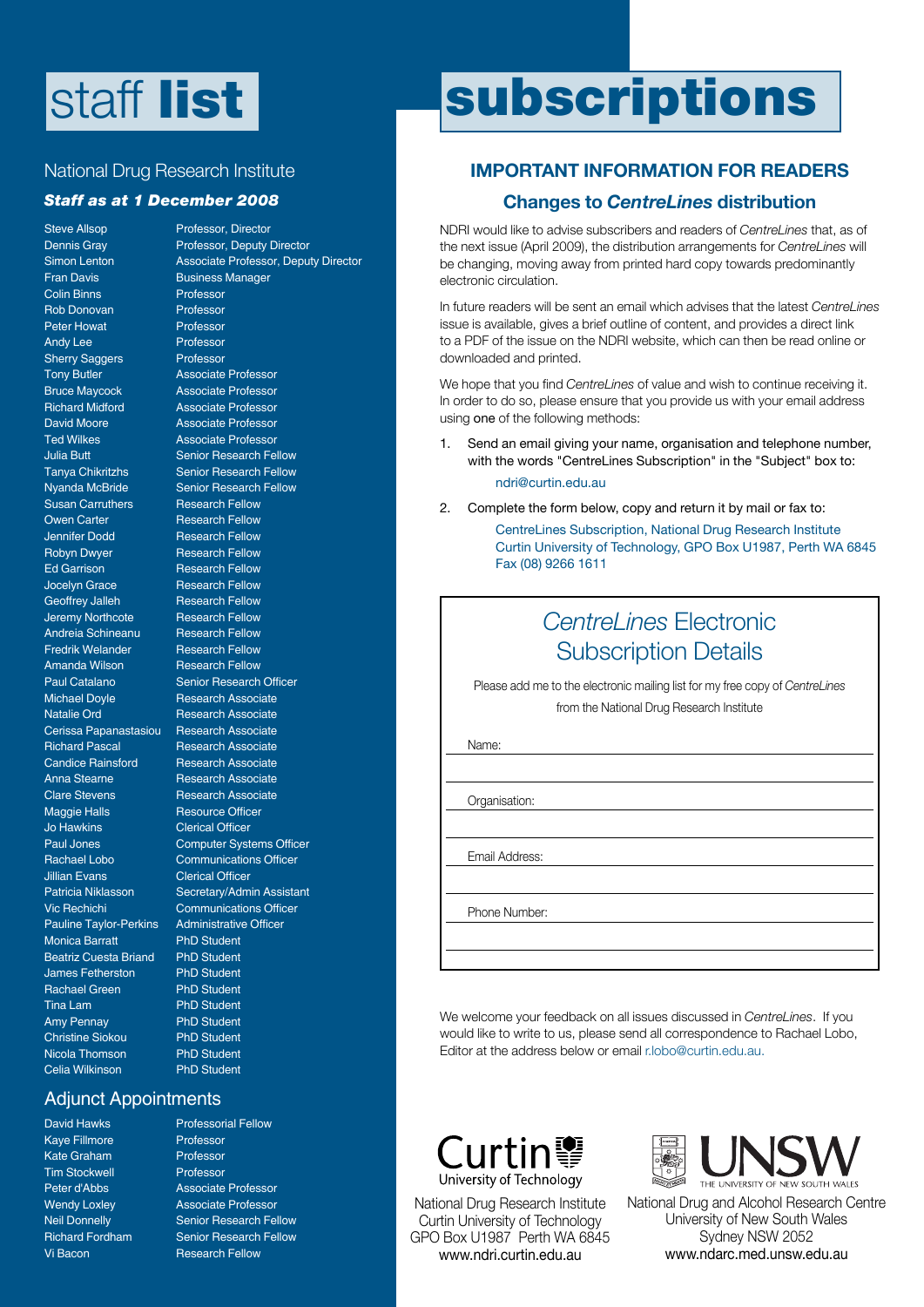# staff list

## National Drug Research Institute

### *Staff as at 1 December 2008*

| | |
|---|---|
| Steve Allsop | Professor, Director |
| Dennis Gray | Professor, Deputy Director |
| Simon Lenton | Associate Professor, Deputy Director |
| Fran Davis | Business Manager |
| Colin Binns | Professor |
| Rob Donovan | Professor |
| Peter Howat | Professor |
| Andy Lee | Professor |
| Sherry Saggers | Professor |
| Tony Butler | Associate Professor |
| Bruce Maycock | Associate Professor |
| Richard Midford | Associate Professor |
| David Moore | Associate Professor |
| Ted Wilkes | Associate Professor |
| Julia Butt | Senior Research Fellow |
| Tanya Chikritzhs | Senior Research Fellow |
| Nyanda McBride | Senior Research Fellow |
| Susan Carruthers | Research Fellow |
| Owen Carter | Research Fellow |
| Jennifer Dodd | Research Fellow |
| Robyn Dwyer | Research Fellow |
| Ed Garrison | Research Fellow |
| Jocelyn Grace | Research Fellow |
| Geoffrey Jalleh | Research Fellow |
| Jeremy Northcote | Research Fellow |
| Andreia Schineanu | Research Fellow |
| Fredrik Welander | Research Fellow |
| Amanda Wilson | Research Fellow |
| Paul Catalano | Senior Research Officer |
| Michael Doyle | Research Associate |
| Natalie Ord | Research Associate |
| Cerissa Papanastasiou | Research Associate |
| Richard Pascal | Research Associate |
| Candice Rainsford | Research Associate |
| Anna Stearne | Research Associate |
| Clare Stevens | Research Associate |
| Maggie Halls | Resource Officer |
| Jo Hawkins | Clerical Officer |
| Paul Jones | Computer Systems Officer |
| Rachael Lobo | Communications Officer |
| Jillian Evans | Clerical Officer |
| Patricia Niklasson | Secretary/Admin Assistant |
| Vic Rechichi | Communications Officer |
| Pauline Taylor-Perkins | Administrative Officer |
| Monica Barratt | PhD Student |
| Beatriz Cuesta Briand | PhD Student |
| James Fetherston | PhD Student |
| Rachael Green | PhD Student |
| Tina Lam | PhD Student |
| Amy Pennay | PhD Student |
| Christine Siokou | PhD Student |
| Nicola Thomson | PhD Student |
| Celia Wilkinson | PhD Student |

## Adjunct Appointments

| | |
|---|---|
| David Hawks | Professorial Fellow |
| Kaye Fillmore | Professor |
| Kate Graham | Professor |
| Tim Stockwell | Professor |
| Peter d'Abbs | Associate Professor |
| Wendy Loxley | Associate Professor |
| Neil Donnelly | Senior Research Fellow |
| Richard Fordham | Senior Research Fellow |
| Vi Bacon | Research Fellow |

# subscriptions

## IMPORTANT INFORMATION FOR READERS

### Changes to *CentreLines* distribution

NDRI would like to advise subscribers and readers of *CentreLines* that, as of the next issue (April 2009), the distribution arrangements for *CentreLines* will be changing, moving away from printed hard copy towards predominantly electronic circulation.

In future readers will be sent an email which advises that the latest *CentreLines* issue is available, gives a brief outline of content, and provides a direct link to a PDF of the issue on the NDRI website, which can then be read online or downloaded and printed.

We hope that you find *CentreLines* of value and wish to continue receiving it. In order to do so, please ensure that you provide us with your email address using one of the following methods:

1. Send an email giving your name, organisation and telephone number, with the words "CentreLines Subscription" in the "Subject" box to:

   ndri@curtin.edu.au

2. Complete the form below, copy and return it by mail or fax to:

   CentreLines Subscription, National Drug Research Institute
   Curtin University of Technology, GPO Box U1987, Perth WA 6845
   Fax (08) 9266 1611

### *CentreLines* Electronic Subscription Details

Please add me to the electronic mailing list for my free copy of *CentreLines* from the National Drug Research Institute

Name:

Organisation:

Email Address:

Phone Number:

We welcome your feedback on all issues discussed in *CentreLines*. If you would like to write to us, please send all correspondence to Rachael Lobo, Editor at the address below or email r.lobo@curtin.edu.au.

Curtin University of Technology

National Drug Research Institute
Curtin University of Technology
GPO Box U1987 Perth WA 6845
www.ndri.curtin.edu.au

UNSW THE UNIVERSITY OF NEW SOUTH WALES

National Drug and Alcohol Research Centre
University of New South Wales
Sydney NSW 2052
www.ndarc.med.unsw.edu.au